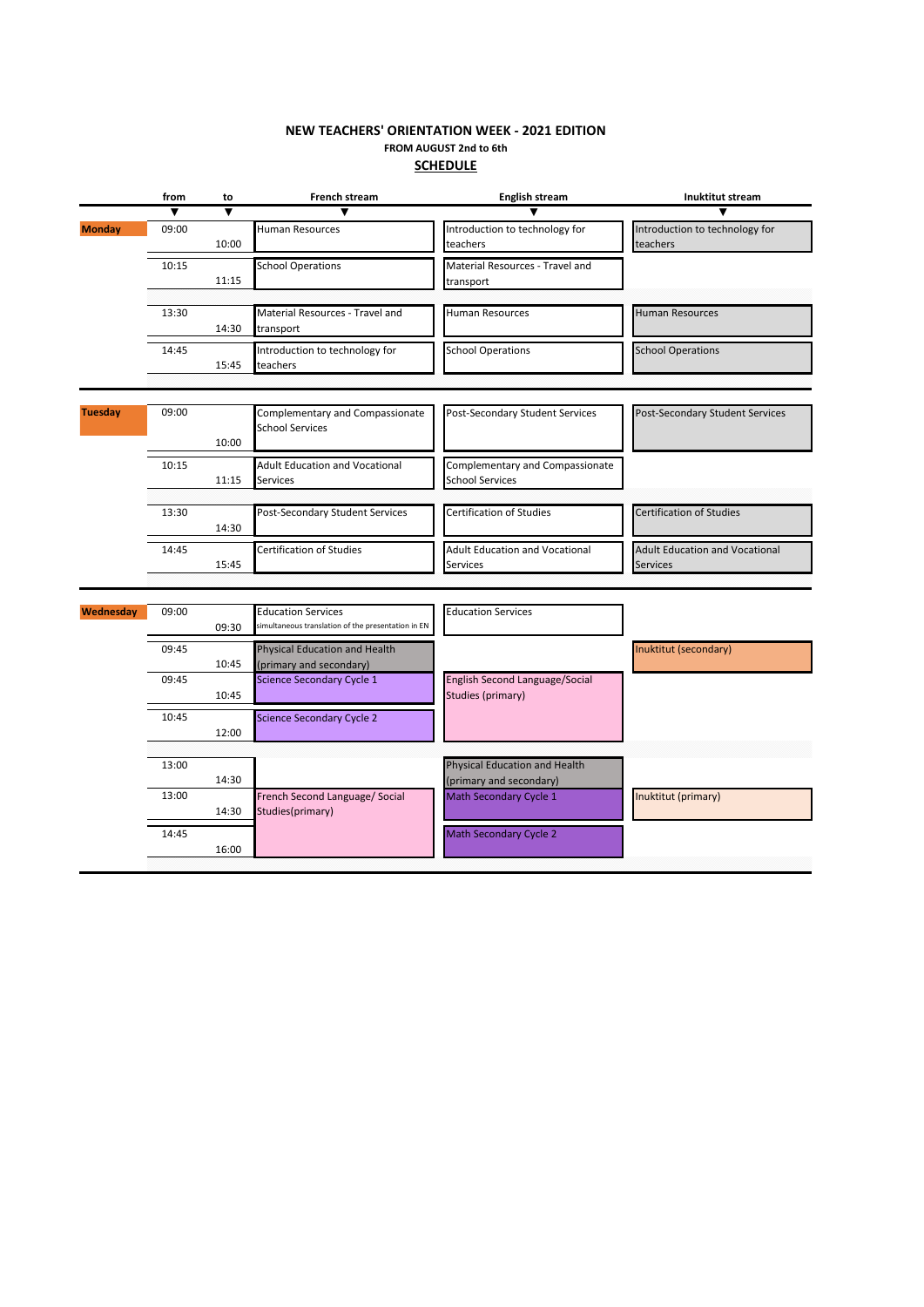**NEW TEACHERS' ORIENTATION WEEK - 2021 EDITION**

**FROM AUGUST 2nd to 6th**

**SCHEDULE**

| | from | to | French stream | English stream | Inuktitut stream |
|---|---|---|---|---|---|
| **Monday** | 09:00 | 10:00 | Human Resources | Introduction to technology for teachers | Introduction to technology for teachers |
| | 10:15 | 11:15 | School Operations | Material Resources - Travel and transport | |
| | 13:30 | 14:30 | Material Resources - Travel and transport | Human Resources | Human Resources |
| | 14:45 | 15:45 | Introduction to technology for teachers | School Operations | School Operations |
| **Tuesday** | 09:00 | 10:00 | Complementary and Compassionate School Services | Post-Secondary Student Services | Post-Secondary Student Services |
| | 10:15 | 11:15 | Adult Education and Vocational Services | Complementary and Compassionate School Services | |
| | 13:30 | 14:30 | Post-Secondary Student Services | Certification of Studies | Certification of Studies |
| | 14:45 | 15:45 | Certification of Studies | Adult Education and Vocational Services | Adult Education and Vocational Services |
| **Wednesday** | 09:00 | 09:30 | Education Services simultaneous translation of the presentation in EN | Education Services | |
| | 09:45 | 10:45 | Physical Education and Health (primary and secondary) | | Inuktitut (secondary) |
| | 09:45 | 10:45 | Science Secondary Cycle 1 | English Second Language/Social Studies (primary) | |
| | 10:45 | 12:00 | Science Secondary Cycle 2 | | |
| | 13:00 | 14:30 | | Physical Education and Health (primary and secondary) | |
| | 13:00 | 14:30 | French Second Language/ Social Studies(primary) | Math Secondary Cycle 1 | Inuktitut (primary) |
| | 14:45 | 16:00 | | Math Secondary Cycle 2 | |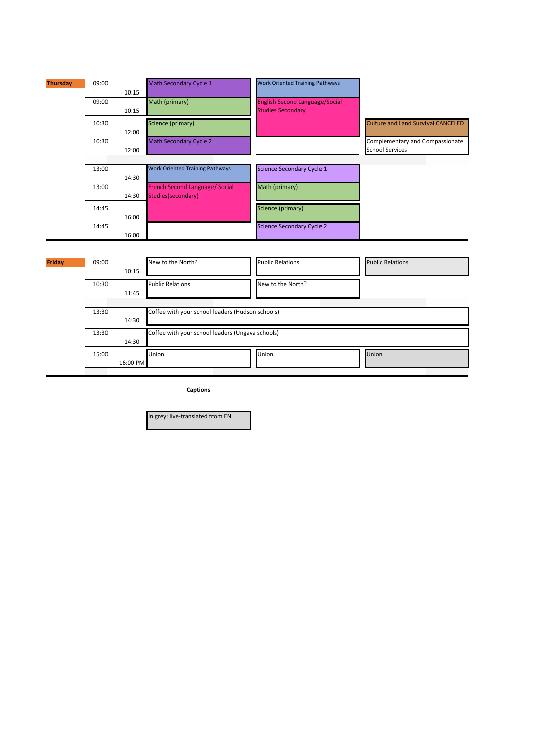| | | | | | |
|---|---|---|---|---|---|
| **Thursday** | 09:00 | 10:15 | Math Secondary Cycle 1 | Work Oriented Training Pathways | |
| | 09:00 | 10:15 | Math (primary) | English Second Language/Social Studies Secondary | |
| | 10:30 | 12:00 | Science (primary) | | Culture and Land Survival CANCELED |
| | 10:30 | 12:00 | Math Secondary Cycle 2 | | Complementary and Compassionate School Services |
| | 13:00 | 14:30 | Work Oriented Training Pathways | Science Secondary Cycle 1 | |
| | 13:00 | 14:30 | French Second Language/ Social Studies(secondary) | Math (primary) | |
| | 14:45 | 16:00 | | Science (primary) | |
| | 14:45 | 16:00 | | Science Secondary Cycle 2 | |
| **Friday** | 09:00 | 10:15 | New to the North? | Public Relations | Public Relations |
| | 10:30 | 11:45 | Public Relations | New to the North? | |
| | 13:30 | 14:30 | Coffee with your school leaders (Hudson schools) | | |
| | 13:30 | 14:30 | Coffee with your school leaders (Ungava schools) | | |
| | 15:00 | 16:00 PM | Union | Union | Union |

**Captions**

In grey: live-translated from EN